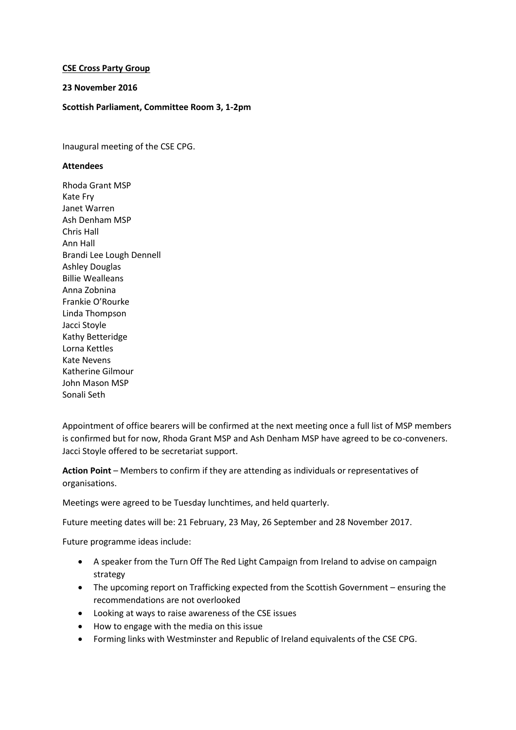**<u>CSE Cross Party Group</u>**

**23 November 2016**

**Scottish Parliament, Committee Room 3, 1-2pm**

Inaugural meeting of the CSE CPG.

**Attendees**

Rhoda Grant MSP
Kate Fry
Janet Warren
Ash Denham MSP
Chris Hall
Ann Hall
Brandi Lee Lough Dennell
Ashley Douglas
Billie Wealleans
Anna Zobnina
Frankie O'Rourke
Linda Thompson
Jacci Stoyle
Kathy Betteridge
Lorna Kettles
Kate Nevens
Katherine Gilmour
John Mason MSP
Sonali Seth

Appointment of office bearers will be confirmed at the next meeting once a full list of MSP members is confirmed but for now, Rhoda Grant MSP and Ash Denham MSP have agreed to be co-conveners. Jacci Stoyle offered to be secretariat support.

**Action Point** – Members to confirm if they are attending as individuals or representatives of organisations.

Meetings were agreed to be Tuesday lunchtimes, and held quarterly.

Future meeting dates will be: 21 February, 23 May, 26 September and 28 November 2017.

Future programme ideas include:

- A speaker from the Turn Off The Red Light Campaign from Ireland to advise on campaign strategy
- The upcoming report on Trafficking expected from the Scottish Government – ensuring the recommendations are not overlooked
- Looking at ways to raise awareness of the CSE issues
- How to engage with the media on this issue
- Forming links with Westminster and Republic of Ireland equivalents of the CSE CPG.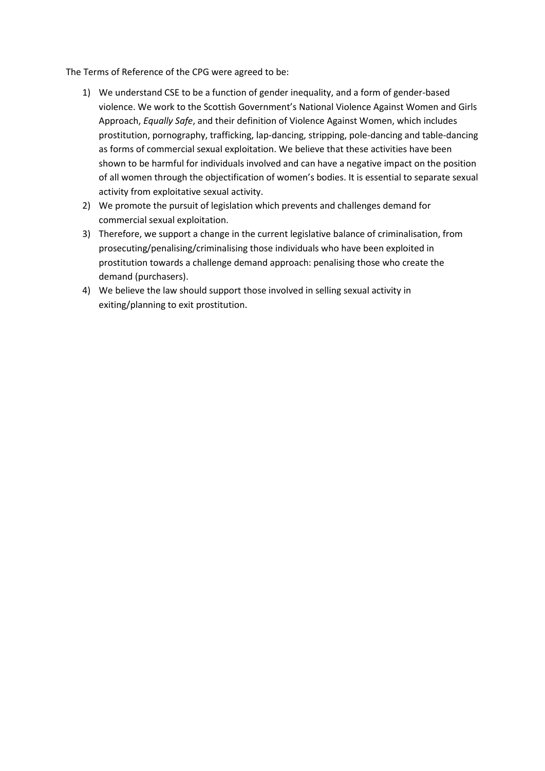The Terms of Reference of the CPG were agreed to be:

1) We understand CSE to be a function of gender inequality, and a form of gender-based violence. We work to the Scottish Government's National Violence Against Women and Girls Approach, *Equally Safe*, and their definition of Violence Against Women, which includes prostitution, pornography, trafficking, lap-dancing, stripping, pole-dancing and table-dancing as forms of commercial sexual exploitation. We believe that these activities have been shown to be harmful for individuals involved and can have a negative impact on the position of all women through the objectification of women's bodies. It is essential to separate sexual activity from exploitative sexual activity.
2) We promote the pursuit of legislation which prevents and challenges demand for commercial sexual exploitation.
3) Therefore, we support a change in the current legislative balance of criminalisation, from prosecuting/penalising/criminalising those individuals who have been exploited in prostitution towards a challenge demand approach: penalising those who create the demand (purchasers).
4) We believe the law should support those involved in selling sexual activity in exiting/planning to exit prostitution.